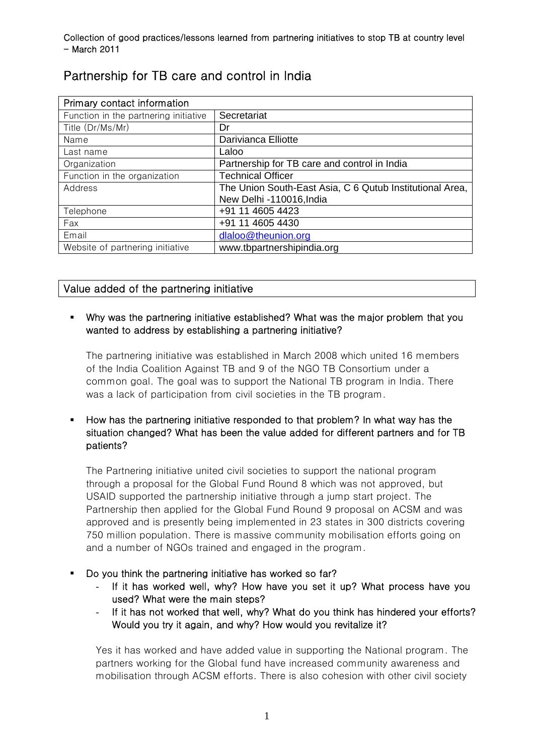Collection of good practices/lessons learned from partnering initiatives to stop TB at country level – March 2011

# Partnership for TB care and control in India

| Primary contact information | |
|---|---|
| Function in the partnering initiative | Secretariat |
| Title (Dr/Ms/Mr) | Dr |
| Name | Darivianca Elliotte |
| Last name | Laloo |
| Organization | Partnership for TB care and control in India |
| Function in the organization | Technical Officer |
| Address | The Union South-East Asia, C 6 Qutub Institutional Area, New Delhi -110016,India |
| Telephone | +91 11 4605 4423 |
| Fax | +91 11 4605 4430 |
| Email | dlaloo@theunion.org |
| Website of partnering initiative | www.tbpartnershipindia.org |

## Value added of the partnering initiative

- **Why was the partnering initiative established? What was the major problem that you wanted to address by establishing a partnering initiative?**

  The partnering initiative was established in March 2008 which united 16 members of the India Coalition Against TB and 9 of the NGO TB Consortium under a common goal. The goal was to support the National TB program in India. There was a lack of participation from civil societies in the TB program.

- **How has the partnering initiative responded to that problem? In what way has the situation changed? What has been the value added for different partners and for TB patients?**

  The Partnering initiative united civil societies to support the national program through a proposal for the Global Fund Round 8 which was not approved, but USAID supported the partnership initiative through a jump start project. The Partnership then applied for the Global Fund Round 9 proposal on ACSM and was approved and is presently being implemented in 23 states in 300 districts covering 750 million population. There is massive community mobilisation efforts going on and a number of NGOs trained and engaged in the program.

- **Do you think the partnering initiative has worked so far?**
  - **If it has worked well, why? How have you set it up? What process have you used? What were the main steps?**
  - **If it has not worked that well, why? What do you think has hindered your efforts? Would you try it again, and why? How would you revitalize it?**

  Yes it has worked and have added value in supporting the National program. The partners working for the Global fund have increased community awareness and mobilisation through ACSM efforts. There is also cohesion with other civil society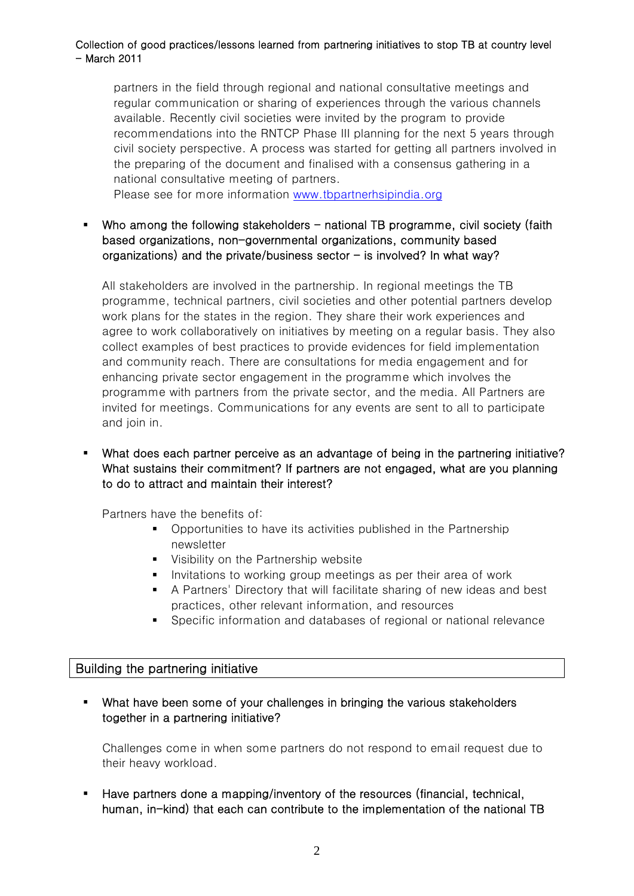partners in the field through regional and national consultative meetings and regular communication or sharing of experiences through the various channels available. Recently civil societies were invited by the program to provide recommendations into the RNTCP Phase III planning for the next 5 years through civil society perspective. A process was started for getting all partners involved in the preparing of the document and finalised with a consensus gathering in a national consultative meeting of partners.
Please see for more information [www.tbpartnerhsipindia.org](www.tbpartnerhsipindia.org)

- **Who among the following stakeholders – national TB programme, civil society (faith based organizations, non-governmental organizations, community based organizations) and the private/business sector – is involved? In what way?**

  All stakeholders are involved in the partnership. In regional meetings the TB programme, technical partners, civil societies and other potential partners develop work plans for the states in the region. They share their work experiences and agree to work collaboratively on initiatives by meeting on a regular basis. They also collect examples of best practices to provide evidences for field implementation and community reach. There are consultations for media engagement and for enhancing private sector engagement in the programme which involves the programme with partners from the private sector, and the media. All Partners are invited for meetings. Communications for any events are sent to all to participate and join in.

- **What does each partner perceive as an advantage of being in the partnering initiative? What sustains their commitment? If partners are not engaged, what are you planning to do to attract and maintain their interest?**

  Partners have the benefits of:
    - Opportunities to have its activities published in the Partnership newsletter
    - Visibility on the Partnership website
    - Invitations to working group meetings as per their area of work
    - A Partners' Directory that will facilitate sharing of new ideas and best practices, other relevant information, and resources
    - Specific information and databases of regional or national relevance

## Building the partnering initiative

- **What have been some of your challenges in bringing the various stakeholders together in a partnering initiative?**

  Challenges come in when some partners do not respond to email request due to their heavy workload.

- **Have partners done a mapping/inventory of the resources (financial, technical, human, in-kind) that each can contribute to the implementation of the national TB**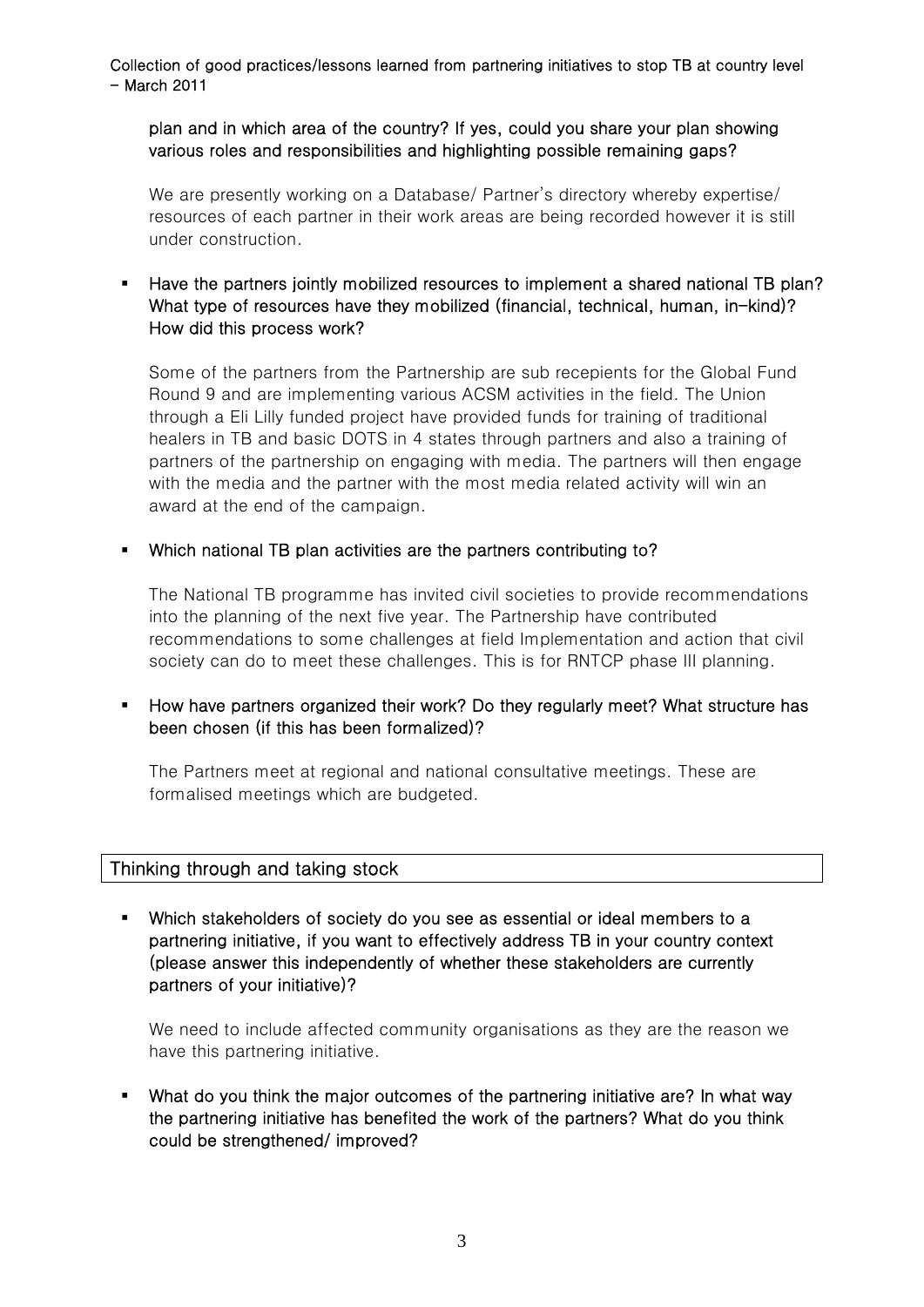plan and in which area of the country? If yes, could you share your plan showing various roles and responsibilities and highlighting possible remaining gaps?**

We are presently working on a Database/ Partner's directory whereby expertise/ resources of each partner in their work areas are being recorded however it is still under construction.

- **Have the partners jointly mobilized resources to implement a shared national TB plan? What type of resources have they mobilized (financial, technical, human, in-kind)? How did this process work?**

  Some of the partners from the Partnership are sub recepients for the Global Fund Round 9 and are implementing various ACSM activities in the field. The Union through a Eli Lilly funded project have provided funds for training of traditional healers in TB and basic DOTS in 4 states through partners and also a training of partners of the partnership on engaging with media. The partners will then engage with the media and the partner with the most media related activity will win an award at the end of the campaign.

- **Which national TB plan activities are the partners contributing to?**

  The National TB programme has invited civil societies to provide recommendations into the planning of the next five year. The Partnership have contributed recommendations to some challenges at field Implementation and action that civil society can do to meet these challenges. This is for RNTCP phase III planning.

- **How have partners organized their work? Do they regularly meet? What structure has been chosen (if this has been formalized)?**

  The Partners meet at regional and national consultative meetings. These are formalised meetings which are budgeted.

## Thinking through and taking stock

- **Which stakeholders of society do you see as essential or ideal members to a partnering initiative, if you want to effectively address TB in your country context (please answer this independently of whether these stakeholders are currently partners of your initiative)?**

  We need to include affected community organisations as they are the reason we have this partnering initiative.

- **What do you think the major outcomes of the partnering initiative are? In what way the partnering initiative has benefited the work of the partners? What do you think could be strengthened/ improved?**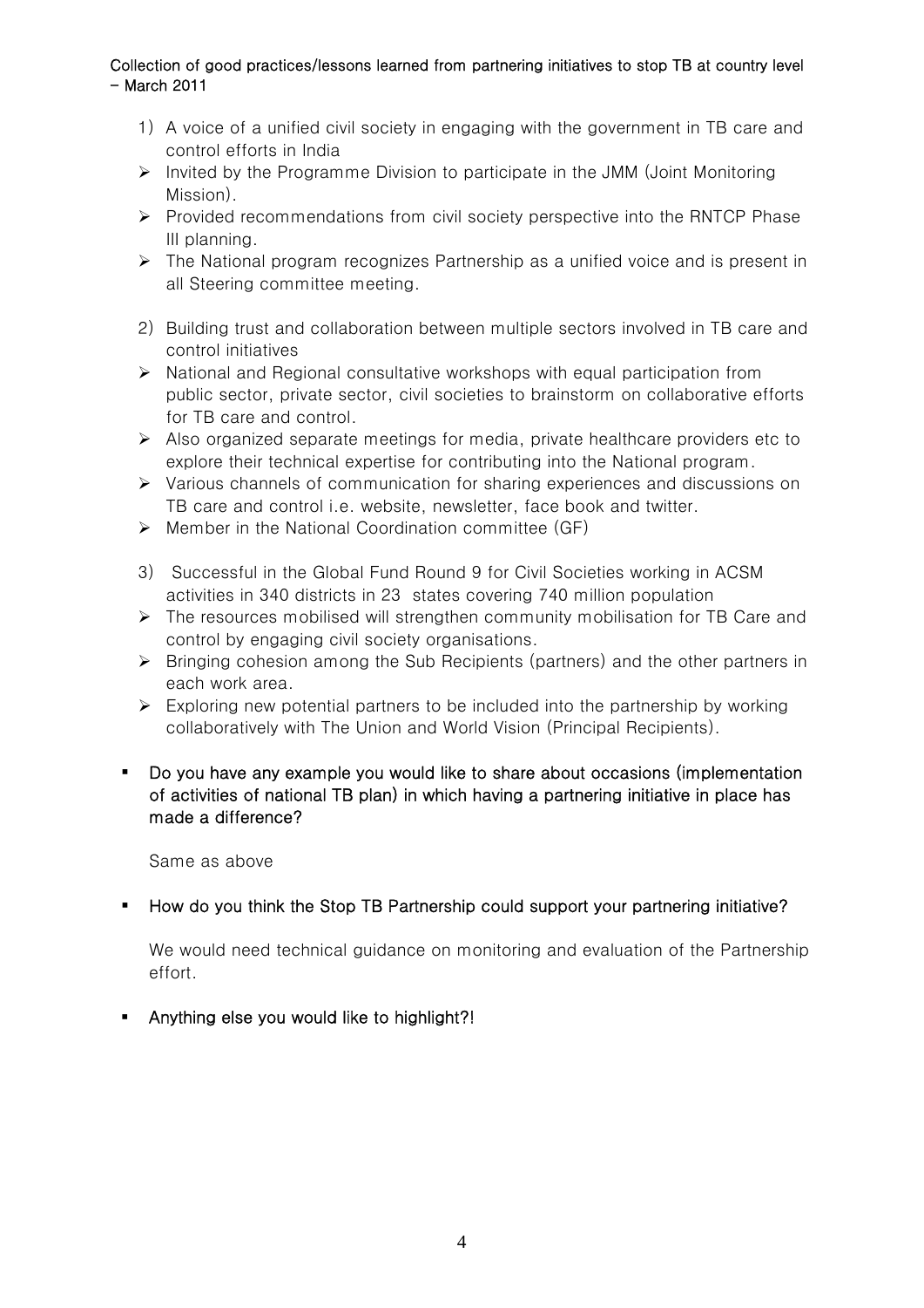1) A voice of a unified civil society in engaging with the government in TB care and control efforts in India
   - Invited by the Programme Division to participate in the JMM (Joint Monitoring Mission).
   - Provided recommendations from civil society perspective into the RNTCP Phase III planning.
   - The National program recognizes Partnership as a unified voice and is present in all Steering committee meeting.

2) Building trust and collaboration between multiple sectors involved in TB care and control initiatives
   - National and Regional consultative workshops with equal participation from public sector, private sector, civil societies to brainstorm on collaborative efforts for TB care and control.
   - Also organized separate meetings for media, private healthcare providers etc to explore their technical expertise for contributing into the National program.
   - Various channels of communication for sharing experiences and discussions on TB care and control i.e. website, newsletter, face book and twitter.
   - Member in the National Coordination committee (GF)

3) Successful in the Global Fund Round 9 for Civil Societies working in ACSM activities in 340 districts in 23 states covering 740 million population
   - The resources mobilised will strengthen community mobilisation for TB Care and control by engaging civil society organisations.
   - Bringing cohesion among the Sub Recipients (partners) and the other partners in each work area.
   - Exploring new potential partners to be included into the partnership by working collaboratively with The Union and World Vision (Principal Recipients).

- **Do you have any example you would like to share about occasions (implementation of activities of national TB plan) in which having a partnering initiative in place has made a difference?**

  Same as above

- **How do you think the Stop TB Partnership could support your partnering initiative?**

  We would need technical guidance on monitoring and evaluation of the Partnership effort.

- **Anything else you would like to highlight?!**